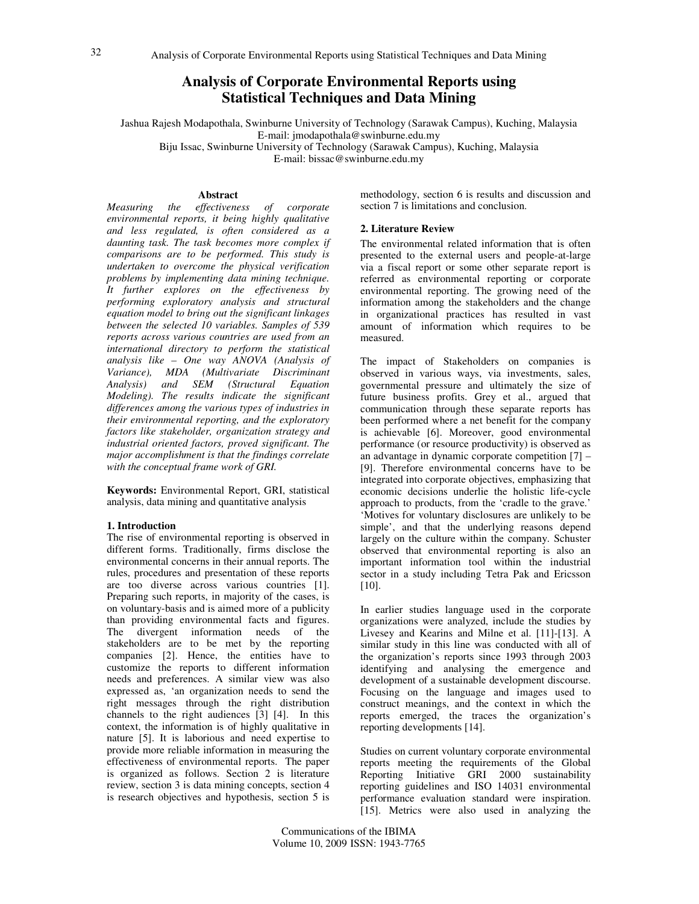# Analysis of Corporate Environmental Reports using Statistical Techniques and Data Mining

Jashua Rajesh Modapothala, Swinburne University of Technology (Sarawak Campus), Kuching, Malaysia
E-mail: jmodapothala@swinburne.edu.my
Biju Issac, Swinburne University of Technology (Sarawak Campus), Kuching, Malaysia
E-mail: bissac@swinburne.edu.my

## Abstract

*Measuring the effectiveness of corporate environmental reports, it being highly qualitative and less regulated, is often considered as a daunting task. The task becomes more complex if comparisons are to be performed. This study is undertaken to overcome the physical verification problems by implementing data mining technique. It further explores on the effectiveness by performing exploratory analysis and structural equation model to bring out the significant linkages between the selected 10 variables. Samples of 539 reports across various countries are used from an international directory to perform the statistical analysis like – One way ANOVA (Analysis of Variance), MDA (Multivariate Discriminant Analysis) and SEM (Structural Equation Modeling). The results indicate the significant differences among the various types of industries in their environmental reporting, and the exploratory factors like stakeholder, organization strategy and industrial oriented factors, proved significant. The major accomplishment is that the findings correlate with the conceptual frame work of GRI.*

**Keywords:** Environmental Report, GRI, statistical analysis, data mining and quantitative analysis

## 1. Introduction

The rise of environmental reporting is observed in different forms. Traditionally, firms disclose the environmental concerns in their annual reports. The rules, procedures and presentation of these reports are too diverse across various countries [1]. Preparing such reports, in majority of the cases, is on voluntary-basis and is aimed more of a publicity than providing environmental facts and figures. The divergent information needs of the stakeholders are to be met by the reporting companies [2]. Hence, the entities have to customize the reports to different information needs and preferences. A similar view was also expressed as, 'an organization needs to send the right messages through the right distribution channels to the right audiences [3] [4]. In this context, the information is of highly qualitative in nature [5]. It is laborious and need expertise to provide more reliable information in measuring the effectiveness of environmental reports. The paper is organized as follows. Section 2 is literature review, section 3 is data mining concepts, section 4 is research objectives and hypothesis, section 5 is methodology, section 6 is results and discussion and section 7 is limitations and conclusion.

## 2. Literature Review

The environmental related information that is often presented to the external users and people-at-large via a fiscal report or some other separate report is referred as environmental reporting or corporate environmental reporting. The growing need of the information among the stakeholders and the change in organizational practices has resulted in vast amount of information which requires to be measured.

The impact of Stakeholders on companies is observed in various ways, via investments, sales, governmental pressure and ultimately the size of future business profits. Grey et al., argued that communication through these separate reports has been performed where a net benefit for the company is achievable [6]. Moreover, good environmental performance (or resource productivity) is observed as an advantage in dynamic corporate competition [7] – [9]. Therefore environmental concerns have to be integrated into corporate objectives, emphasizing that economic decisions underlie the holistic life-cycle approach to products, from the 'cradle to the grave.' 'Motives for voluntary disclosures are unlikely to be simple', and that the underlying reasons depend largely on the culture within the company. Schuster observed that environmental reporting is also an important information tool within the industrial sector in a study including Tetra Pak and Ericsson [10].

In earlier studies language used in the corporate organizations were analyzed, include the studies by Livesey and Kearins and Milne et al. [11]-[13]. A similar study in this line was conducted with all of the organization's reports since 1993 through 2003 identifying and analysing the emergence and development of a sustainable development discourse. Focusing on the language and images used to construct meanings, and the context in which the reports emerged, the traces the organization's reporting developments [14].

Studies on current voluntary corporate environmental reports meeting the requirements of the Global Reporting Initiative GRI 2000 sustainability reporting guidelines and ISO 14031 environmental performance evaluation standard were inspiration. [15]. Metrics were also used in analyzing the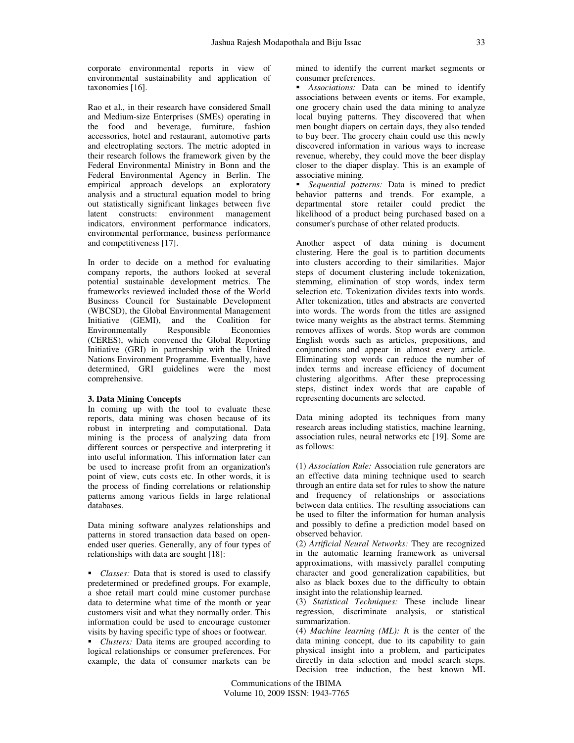corporate environmental reports in view of environmental sustainability and application of taxonomies [16].

Rao et al., in their research have considered Small and Medium-size Enterprises (SMEs) operating in the food and beverage, furniture, fashion accessories, hotel and restaurant, automotive parts and electroplating sectors. The metric adopted in their research follows the framework given by the Federal Environmental Ministry in Bonn and the Federal Environmental Agency in Berlin. The empirical approach develops an exploratory analysis and a structural equation model to bring out statistically significant linkages between five latent constructs: environment management indicators, environment performance indicators, environmental performance, business performance and competitiveness [17].

In order to decide on a method for evaluating company reports, the authors looked at several potential sustainable development metrics. The frameworks reviewed included those of the World Business Council for Sustainable Development (WBCSD), the Global Environmental Management Initiative (GEMI), and the Coalition for Environmentally Responsible Economies (CERES), which convened the Global Reporting Initiative (GRI) in partnership with the United Nations Environment Programme. Eventually, have determined, GRI guidelines were the most comprehensive.

**3. Data Mining Concepts**

In coming up with the tool to evaluate these reports, data mining was chosen because of its robust in interpreting and computational. Data mining is the process of analyzing data from different sources or perspective and interpreting it into useful information. This information later can be used to increase profit from an organization's point of view, cuts costs etc. In other words, it is the process of finding correlations or relationship patterns among various fields in large relational databases.

Data mining software analyzes relationships and patterns in stored transaction data based on open-ended user queries. Generally, any of four types of relationships with data are sought [18]:

- *Classes:* Data that is stored is used to classify predetermined or predefined groups. For example, a shoe retail mart could mine customer purchase data to determine what time of the month or year customers visit and what they normally order. This information could be used to encourage customer visits by having specific type of shoes or footwear.
- *Clusters:* Data items are grouped according to logical relationships or consumer preferences. For example, the data of consumer markets can be mined to identify the current market segments or consumer preferences.
- *Associations:* Data can be mined to identify associations between events or items. For example, one grocery chain used the data mining to analyze local buying patterns. They discovered that when men bought diapers on certain days, they also tended to buy beer. The grocery chain could use this newly discovered information in various ways to increase revenue, whereby, they could move the beer display closer to the diaper display. This is an example of associative mining.
- *Sequential patterns:* Data is mined to predict behavior patterns and trends. For example, a departmental store retailer could predict the likelihood of a product being purchased based on a consumer's purchase of other related products.

Another aspect of data mining is document clustering. Here the goal is to partition documents into clusters according to their similarities. Major steps of document clustering include tokenization, stemming, elimination of stop words, index term selection etc. Tokenization divides texts into words. After tokenization, titles and abstracts are converted into words. The words from the titles are assigned twice many weights as the abstract terms. Stemming removes affixes of words. Stop words are common English words such as articles, prepositions, and conjunctions and appear in almost every article. Eliminating stop words can reduce the number of index terms and increase efficiency of document clustering algorithms. After these preprocessing steps, distinct index words that are capable of representing documents are selected.

Data mining adopted its techniques from many research areas including statistics, machine learning, association rules, neural networks etc [19]. Some are as follows:

(1) *Association Rule:* Association rule generators are an effective data mining technique used to search through an entire data set for rules to show the nature and frequency of relationships or associations between data entities. The resulting associations can be used to filter the information for human analysis and possibly to define a prediction model based on observed behavior.
(2) *Artificial Neural Networks:* They are recognized in the automatic learning framework as universal approximations, with massively parallel computing character and good generalization capabilities, but also as black boxes due to the difficulty to obtain insight into the relationship learned.
(3) *Statistical Techniques:* These include linear regression, discriminate analysis, or statistical summarization.
(4) *Machine learning (ML): I*t is the center of the data mining concept, due to its capability to gain physical insight into a problem, and participates directly in data selection and model search steps. Decision tree induction, the best known ML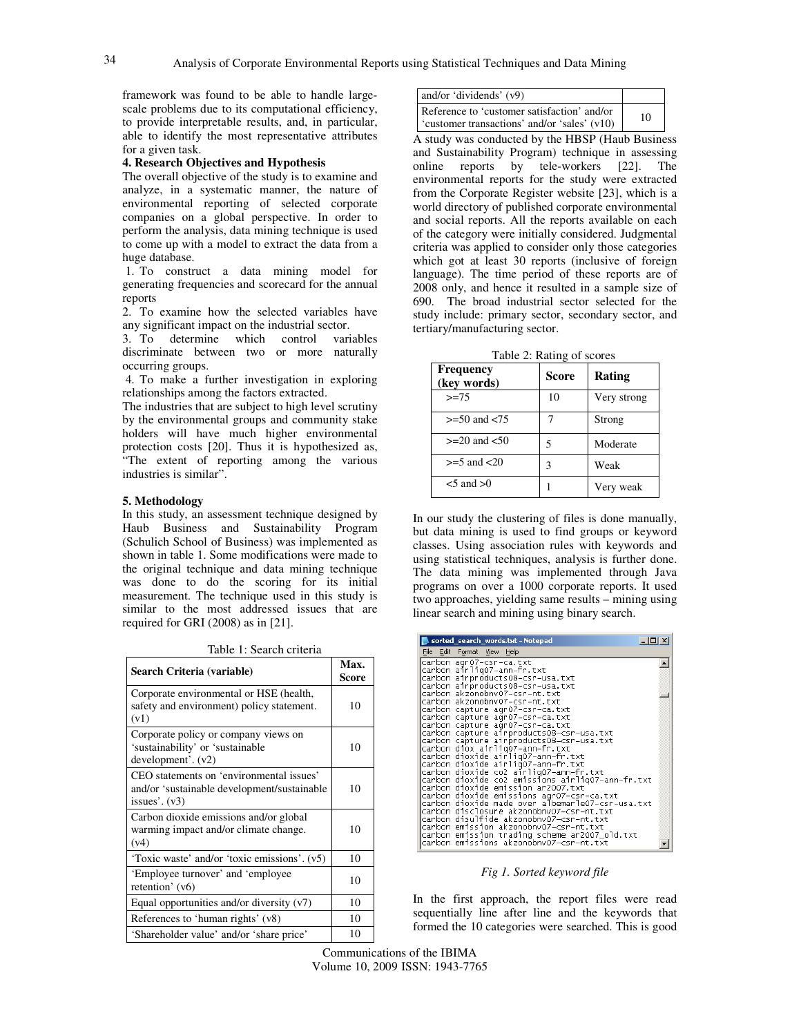framework was found to be able to handle large-scale problems due to its computational efficiency, to provide interpretable results, and, in particular, able to identify the most representative attributes for a given task.

## 4. Research Objectives and Hypothesis

The overall objective of the study is to examine and analyze, in a systematic manner, the nature of environmental reporting of selected corporate companies on a global perspective. In order to perform the analysis, data mining technique is used to come up with a model to extract the data from a huge database.

1. To construct a data mining model for generating frequencies and scorecard for the annual reports
2. To examine how the selected variables have any significant impact on the industrial sector.
3. To determine which control variables discriminate between two or more naturally occurring groups.
4. To make a further investigation in exploring relationships among the factors extracted.

The industries that are subject to high level scrutiny by the environmental groups and community stake holders will have much higher environmental protection costs [20]. Thus it is hypothesized as, "The extent of reporting among the various industries is similar".

## 5. Methodology

In this study, an assessment technique designed by Haub Business and Sustainability Program (Schulich School of Business) was implemented as shown in table 1. Some modifications were made to the original technique and data mining technique was done to do the scoring for its initial measurement. The technique used in this study is similar to the most addressed issues that are required for GRI (2008) as in [21].

Table 1: Search criteria

| Search Criteria (variable) | Max. Score |
|---|---|
| Corporate environmental or HSE (health, safety and environment) policy statement. (v1) | 10 |
| Corporate policy or company views on 'sustainability' or 'sustainable development'. (v2) | 10 |
| CEO statements on 'environmental issues' and/or 'sustainable development/sustainable issues'. (v3) | 10 |
| Carbon dioxide emissions and/or global warming impact and/or climate change. (v4) | 10 |
| 'Toxic waste' and/or 'toxic emissions'. (v5) | 10 |
| 'Employee turnover' and 'employee retention' (v6) | 10 |
| Equal opportunities and/or diversity (v7) | 10 |
| References to 'human rights' (v8) | 10 |
| 'Shareholder value' and/or 'share price' and/or 'dividends' (v9) | 10 |
| Reference to 'customer satisfaction' and/or 'customer transactions' and/or 'sales' (v10) | 10 |

A study was conducted by the HBSP (Haub Business and Sustainability Program) technique in assessing online reports by tele-workers [22]. The environmental reports for the study were extracted from the Corporate Register website [23], which is a world directory of published corporate environmental and social reports. All the reports available on each of the category were initially considered. Judgmental criteria was applied to consider only those categories which got at least 30 reports (inclusive of foreign language). The time period of these reports are of 2008 only, and hence it resulted in a sample size of 690. The broad industrial sector selected for the study include: primary sector, secondary sector, and tertiary/manufacturing sector.

Table 2: Rating of scores

| Frequency (key words) | Score | Rating |
|---|---|---|
| >=75 | 10 | Very strong |
| >=50 and <75 | 7 | Strong |
| >=20 and <50 | 5 | Moderate |
| >=5 and <20 | 3 | Weak |
| <5 and >0 | 1 | Very weak |

In our study the clustering of files is done manually, but data mining is used to find groups or keyword classes. Using association rules with keywords and using statistical techniques, analysis is further done. The data mining was implemented through Java programs on over a 1000 corporate reports. It used two approaches, yielding same results – mining using linear search and mining using binary search.

```
carbon agr07-csr-ca.txt
carbon airliq07-ann-fr.txt
carbon airproducts08-csr-usa.txt
carbon airproducts08-csr-usa.txt
carbon akzonobnv07-csr-nt.txt
carbon akzonobnv07-csr-nt.txt
carbon capture agr07-csr-ca.txt
carbon capture agr07-csr-ca.txt
carbon capture agr07-csr-ca.txt
carbon capture airproducts08-csr-usa.txt
carbon capture airproducts08-csr-usa.txt
carbon diox airliq07-ann-fr.txt
carbon dioxide airliq07-ann-fr.txt
carbon dioxide airliq07-ann-fr.txt
carbon dioxide co2 airliq07-ann-fr.txt
carbon dioxide co2 emissions airliq07-ann-fr.txt
carbon dioxide emission ar2007.txt
carbon dioxide emissions agr07-csr-ca.txt
carbon dioxide made over albemarle07-csr-usa.txt
carbon disclosure akzonobnv07-csr-nt.txt
carbon disulfide akzonobnv07-csr-nt.txt
carbon emission akzonobnv07-csr-nt.txt
carbon emission trading scheme ar2007_old.txt
carbon emissions akzonobnv07-csr-nt.txt
```

*Fig 1. Sorted keyword file*

In the first approach, the report files were read sequentially line after line and the keywords that formed the 10 categories were searched. This is good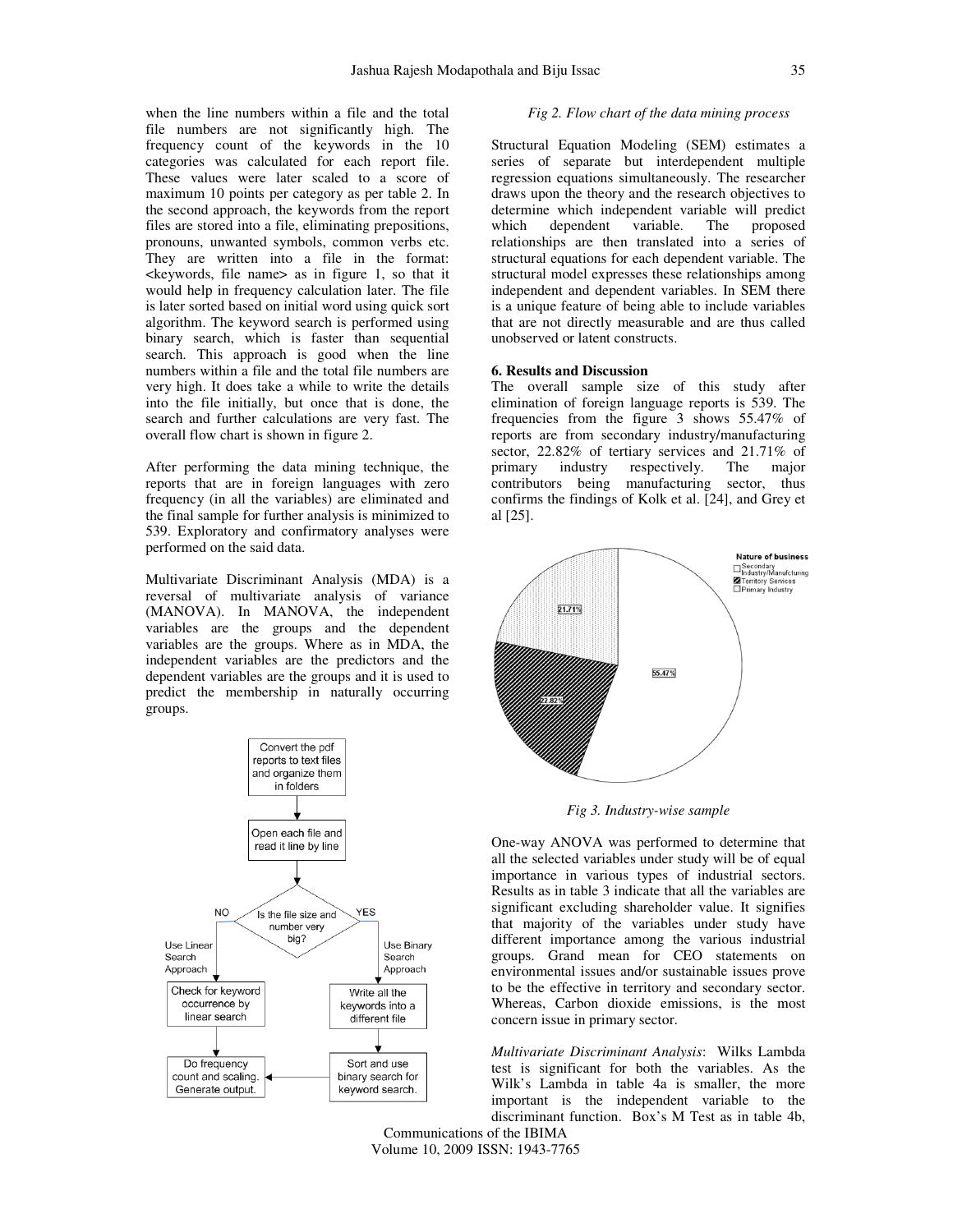when the line numbers within a file and the total file numbers are not significantly high. The frequency count of the keywords in the 10 categories was calculated for each report file. These values were later scaled to a score of maximum 10 points per category as per table 2. In the second approach, the keywords from the report files are stored into a file, eliminating prepositions, pronouns, unwanted symbols, common verbs etc. They are written into a file in the format: <keywords, file name> as in figure 1, so that it would help in frequency calculation later. The file is later sorted based on initial word using quick sort algorithm. The keyword search is performed using binary search, which is faster than sequential search. This approach is good when the line numbers within a file and the total file numbers are very high. It does take a while to write the details into the file initially, but once that is done, the search and further calculations are very fast. The overall flow chart is shown in figure 2.

After performing the data mining technique, the reports that are in foreign languages with zero frequency (in all the variables) are eliminated and the final sample for further analysis is minimized to 539. Exploratory and confirmatory analyses were performed on the said data.

Multivariate Discriminant Analysis (MDA) is a reversal of multivariate analysis of variance (MANOVA). In MANOVA, the independent variables are the groups and the dependent variables are the predictors. Where as in MDA, the independent variables are the predictors and the dependent variables are the groups and it is used to predict the membership in naturally occurring groups.

*Fig 2. Flow chart of the data mining process*

Structural Equation Modeling (SEM) estimates a series of separate but interdependent multiple regression equations simultaneously. The researcher draws upon the theory and the research objectives to determine which independent variable will predict which dependent variable. The proposed relationships are then translated into a series of structural equations for each dependent variable. The structural model expresses these relationships among independent and dependent variables. In SEM there is a unique feature of being able to include variables that are not directly measurable and are thus called unobserved or latent constructs.

## 6. Results and Discussion

The overall sample size of this study after elimination of foreign language reports is 539. The frequencies from the figure 3 shows 55.47% of reports are from secondary industry/manufacturing sector, 22.82% of tertiary services and 21.71% of primary industry respectively. The major contributors being manufacturing sector, thus confirms the findings of Kolk et al. [24], and Grey et al [25].

*Fig 3. Industry-wise sample*

One-way ANOVA was performed to determine that all the selected variables under study will be of equal importance in various types of industrial sectors. Results as in table 3 indicate that all the variables are significant excluding shareholder value. It signifies that majority of the variables under study have different importance among the various industrial groups. Grand mean for CEO statements on environmental issues and/or sustainable issues prove to be the effective in territory and secondary sector. Whereas, Carbon dioxide emissions, is the most concern issue in primary sector.

*Multivariate Discriminant Analysis*: Wilks Lambda test is significant for both the variables. As the Wilk's Lambda in table 4a is smaller, the more important is the independent variable to the discriminant function. Box's M Test as in table 4b,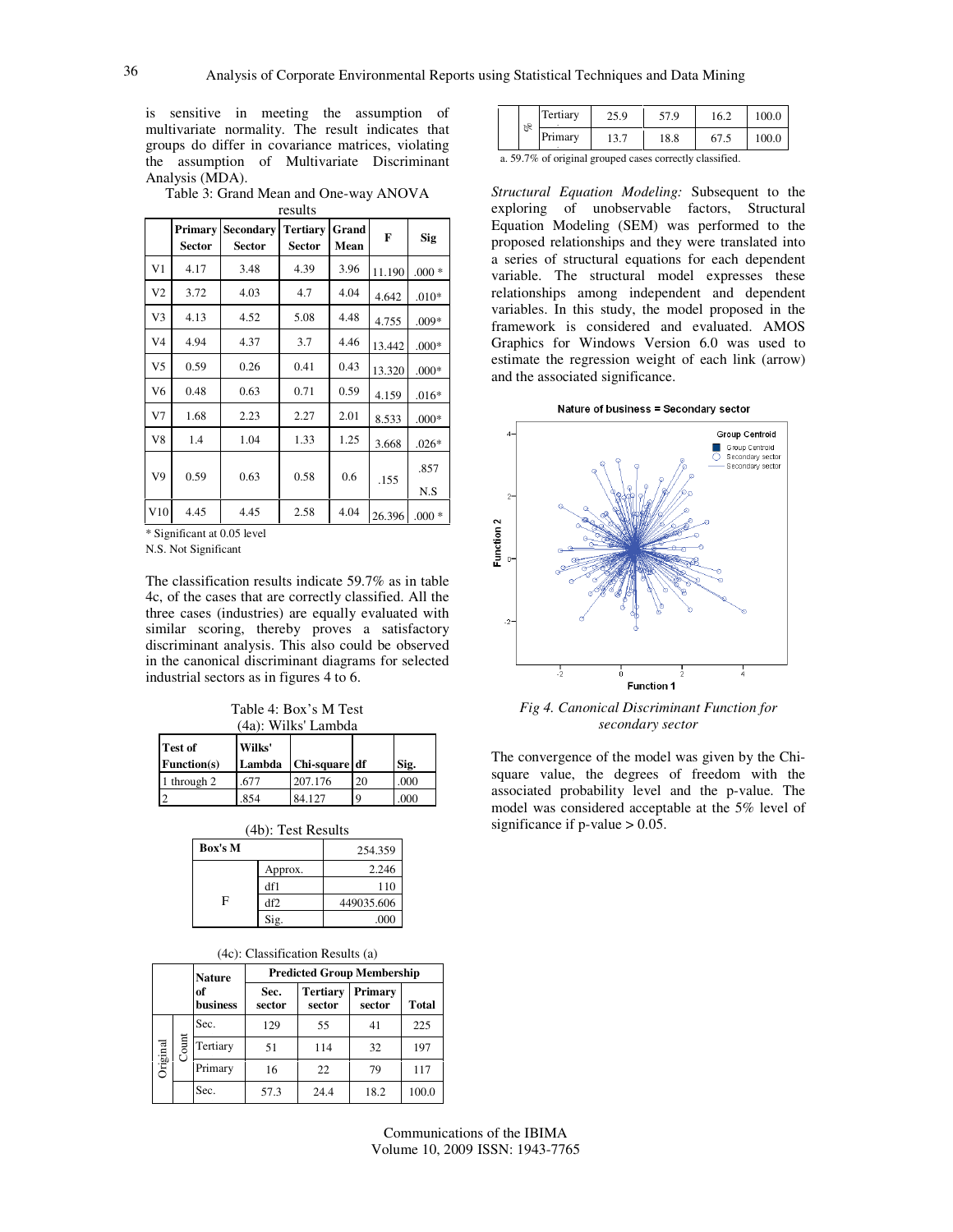is sensitive in meeting the assumption of multivariate normality. The result indicates that groups do differ in covariance matrices, violating the assumption of Multivariate Discriminant Analysis (MDA).

Table 3: Grand Mean and One-way ANOVA results

| | Primary Sector | Secondary Sector | Tertiary Sector | Grand Mean | F | Sig |
|---|---|---|---|---|---|---|
| V1 | 4.17 | 3.48 | 4.39 | 3.96 | 11.190 | .000 * |
| V2 | 3.72 | 4.03 | 4.7 | 4.04 | 4.642 | .010* |
| V3 | 4.13 | 4.52 | 5.08 | 4.48 | 4.755 | .009* |
| V4 | 4.94 | 4.37 | 3.7 | 4.46 | 13.442 | .000* |
| V5 | 0.59 | 0.26 | 0.41 | 0.43 | 13.320 | .000* |
| V6 | 0.48 | 0.63 | 0.71 | 0.59 | 4.159 | .016* |
| V7 | 1.68 | 2.23 | 2.27 | 2.01 | 8.533 | .000* |
| V8 | 1.4 | 1.04 | 1.33 | 1.25 | 3.668 | .026* |
| V9 | 0.59 | 0.63 | 0.58 | 0.6 | .155 | .857 N.S |
| V10 | 4.45 | 4.45 | 2.58 | 4.04 | 26.396 | .000 * |

\* Significant at 0.05 level

N.S. Not Significant

The classification results indicate 59.7% as in table 4c, of the cases that are correctly classified. All the three cases (industries) are equally evaluated with similar scoring, thereby proves a satisfactory discriminant analysis. This also could be observed in the canonical discriminant diagrams for selected industrial sectors as in figures 4 to 6.

Table 4: Box's M Test

(4a): Wilks' Lambda

| Test of Function(s) | Wilks' Lambda | Chi-square | df | Sig. |
|---|---|---|---|---|
| 1 through 2 | .677 | 207.176 | 20 | .000 |
| 2 | .854 | 84.127 | 9 | .000 |

(4b): Test Results

| Box's M | | 254.359 |
|---|---|---|
| F | Approx. | 2.246 |
| | df1 | 110 |
| | df2 | 449035.606 |
| | Sig. | .000 |

(4c): Classification Results (a)

| | | Nature of business | Predicted Group Membership | | | |
|---|---|---|---|---|---|---|
| | | | Sec. sector | Tertiary sector | Primary sector | Total |
| Original | Count | Sec. | 129 | 55 | 41 | 225 |
| | | Tertiary | 51 | 114 | 32 | 197 |
| | | Primary | 16 | 22 | 79 | 117 |
| | % | Sec. | 57.3 | 24.4 | 18.2 | 100.0 |
| | | Tertiary | 25.9 | 57.9 | 16.2 | 100.0 |
| | | Primary | 13.7 | 18.8 | 67.5 | 100.0 |

a. 59.7% of original grouped cases correctly classified.

*Structural Equation Modeling:* Subsequent to the exploring of unobservable factors, Structural Equation Modeling (SEM) was performed to the proposed relationships and they were translated into a series of structural equations for each dependent variable. The structural model expresses these relationships among independent and dependent variables. In this study, the model proposed in the framework is considered and evaluated. AMOS Graphics for Windows Version 6.0 was used to estimate the regression weight of each link (arrow) and the associated significance.

*Fig 4. Canonical Discriminant Function for secondary sector*

The convergence of the model was given by the Chi-square value, the degrees of freedom with the associated probability level and the p-value. The model was considered acceptable at the 5% level of significance if p-value > 0.05.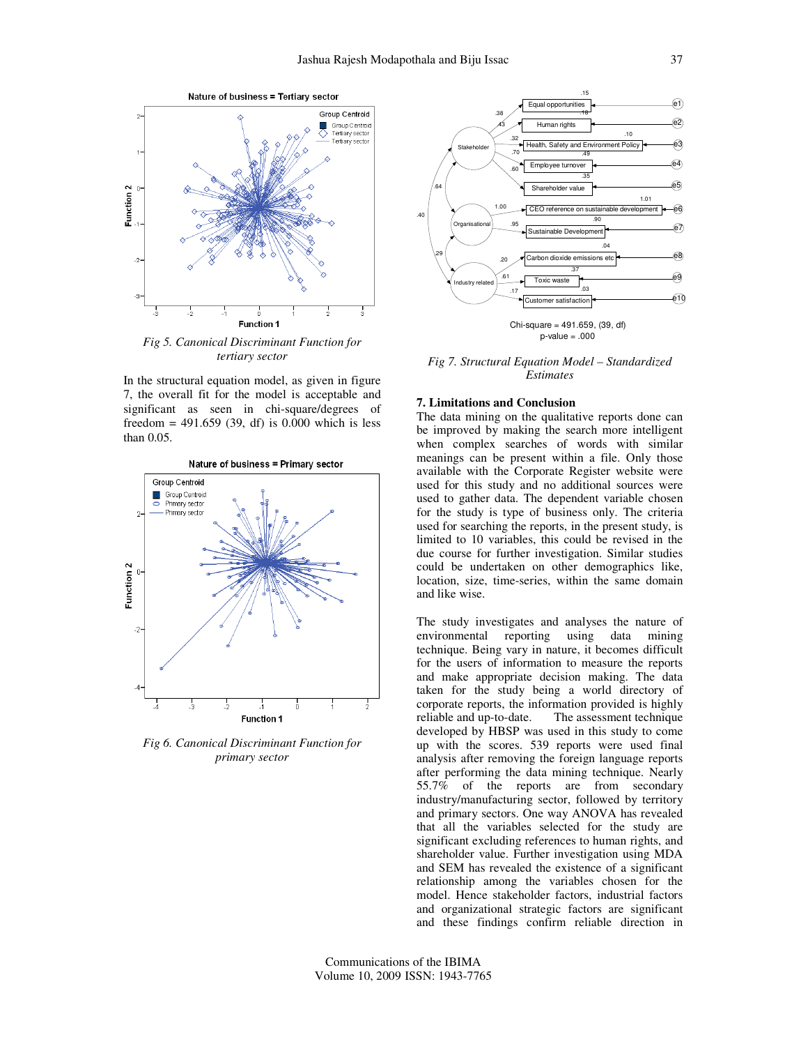Fig 5. *Canonical Discriminant Function for tertiary sector*

In the structural equation model, as given in figure 7, the overall fit for the model is acceptable and significant as seen in chi-square/degrees of freedom = 491.659 (39, df) is 0.000 which is less than 0.05.

*Fig 6. Canonical Discriminant Function for primary sector*

Chi-square = 491.659, (39, df)
p-value = .000

*Fig 7. Structural Equation Model – Standardized Estimates*

**7. Limitations and Conclusion**

The data mining on the qualitative reports done can be improved by making the search more intelligent when complex searches of words with similar meanings can be present within a file. Only those available with the Corporate Register website were used for this study and no additional sources were used to gather data. The dependent variable chosen for the study is type of business only. The criteria used for searching the reports, in the present study, is limited to 10 variables, this could be revised in the due course for further investigation. Similar studies could be undertaken on other demographics like, location, size, time-series, within the same domain and like wise.

The study investigates and analyses the nature of environmental reporting using data mining technique. Being vary in nature, it becomes difficult for the users of information to measure the reports and make appropriate decision making. The data taken for the study being a world directory of corporate reports, the information provided is highly reliable and up-to-date. The assessment technique developed by HBSP was used in this study to come up with the scores. 539 reports were used final analysis after removing the foreign language reports after performing the data mining technique. Nearly 55.7% of the reports are from secondary industry/manufacturing sector, followed by territory and primary sectors. One way ANOVA has revealed that all the variables selected for the study are significant excluding references to human rights, and shareholder value. Further investigation using MDA and SEM has revealed the existence of a significant relationship among the variables chosen for the model. Hence stakeholder factors, industrial factors and organizational strategic factors are significant and these findings confirm reliable direction in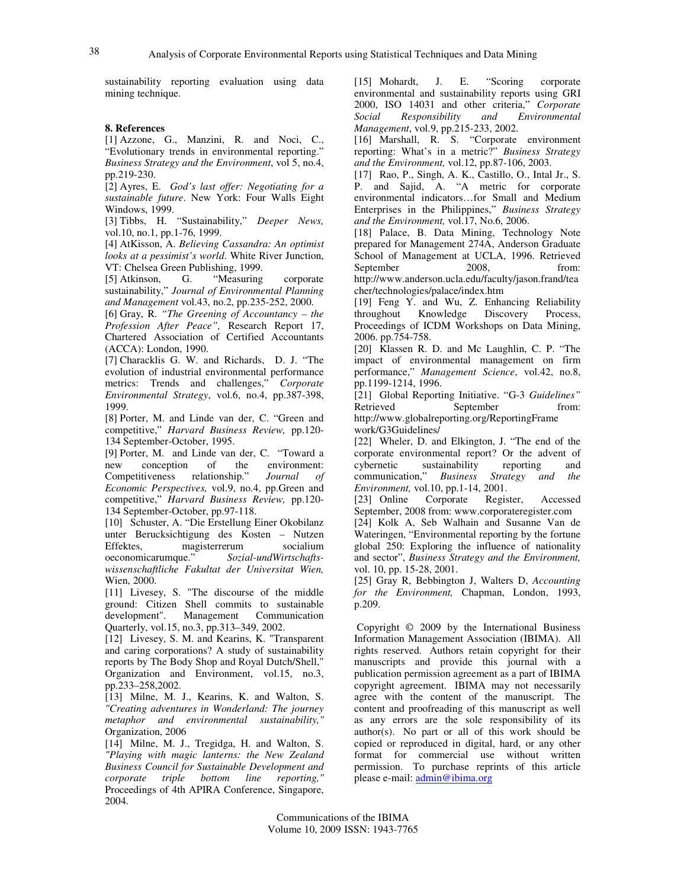sustainability reporting evaluation using data mining technique.

### 8. References

[1] Azzone, G., Manzini, R. and Noci, C., "Evolutionary trends in environmental reporting." *Business Strategy and the Environment*, vol 5, no.4, pp.219-230.

[2] Ayres, E. *God's last offer: Negotiating for a sustainable future*. New York: Four Walls Eight Windows, 1999.

[3] Tibbs, H. "Sustainability," *Deeper News,* vol.10, no.1, pp.1-76, 1999.

[4] AtKisson, A. *Believing Cassandra: An optimist looks at a pessimist's world*. White River Junction, VT: Chelsea Green Publishing, 1999.

[5] Atkinson, G. "Measuring corporate sustainability," *Journal of Environmental Planning and Management* vol.43, no.2, pp.235-252, 2000.

[6] Gray, R. *"The Greening of Accountancy – the Profession After Peace",* Research Report 17, Chartered Association of Certified Accountants (ACCA): London, 1990.

[7] Characklis G. W. and Richards, D. J. "The evolution of industrial environmental performance metrics: Trends and challenges," *Corporate Environmental Strategy*, vol.6, no.4, pp.387-398, 1999.

[8] Porter, M. and Linde van der, C. "Green and competitive," *Harvard Business Review,* pp.120-134 September-October, 1995.

[9] Porter, M. and Linde van der, C. "Toward a new conception of the environment: Competitiveness relationship." *Journal of Economic Perspectives,* vol.9, no.4, pp.Green and competitive," *Harvard Business Review,* pp.120-134 September-October, pp.97-118.

[10] Schuster, A. "Die Erstellung Einer Okobilanz unter Berucksichtigung des Kosten – Nutzen Effektes, magisterrerum socialium oeconomicarumque." *Sozial-undWirtschafts-wissenschaftliche Fakultat der Universitat Wien,* Wien, 2000.

[11] Livesey, S. "The discourse of the middle ground: Citizen Shell commits to sustainable development". Management Communication Quarterly, vol.15, no.3, pp.313–349, 2002.

[12] Livesey, S. M. and Kearins, K. "Transparent and caring corporations? A study of sustainability reports by The Body Shop and Royal Dutch/Shell," Organization and Environment, vol.15, no.3, pp.233–258,2002.

[13] Milne, M. J., Kearins, K. and Walton, S. *"Creating adventures in Wonderland: The journey metaphor and environmental sustainability,"* Organization, 2006

[14] Milne, M. J., Tregidga, H. and Walton, S. *"Playing with magic lanterns: the New Zealand Business Council for Sustainable Development and corporate triple bottom line reporting,"* Proceedings of 4th APIRA Conference, Singapore, 2004.

[15] Mohardt, J. E. "Scoring corporate environmental and sustainability reports using GRI 2000, ISO 14031 and other criteria," *Corporate Social Responsibility and Environmental Management*, vol.9, pp.215-233, 2002.

[16] Marshall, R. S. "Corporate environment reporting: What's in a metric?" *Business Strategy and the Environment,* vol.12, pp.87-106, 2003.

[17] Rao, P., Singh, A. K., Castillo, O., Intal Jr., S. P. and Sajid, A. "A metric for corporate environmental indicators…for Small and Medium Enterprises in the Philippines," *Business Strategy and the Environment,* vol.17, No.6, 2006.

[18] Palace, B. Data Mining, Technology Note prepared for Management 274A, Anderson Graduate School of Management at UCLA, 1996. Retrieved September 2008, from: http://www.anderson.ucla.edu/faculty/jason.frand/teacher/technologies/palace/index.htm

[19] Feng Y. and Wu, Z. Enhancing Reliability throughout Knowledge Discovery Process, Proceedings of ICDM Workshops on Data Mining, 2006. pp.754-758.

[20] Klassen R. D. and Mc Laughlin, C. P. "The impact of environmental management on firm performance," *Management Science*, vol.42, no.8, pp.1199-1214, 1996.

[21] Global Reporting Initiative. "G-3 *Guidelines"* Retrieved September from: http://www.globalreporting.org/ReportingFramework/G3Guidelines/

[22] Wheler, D. and Elkington, J. "The end of the corporate environmental report? Or the advent of cybernetic sustainability reporting and communication," *Business Strategy and the Environment,* vol.10, pp.1-14, 2001.

[23] Online Corporate Register, Accessed September, 2008 from: www.corporateregister.com

[24] Kolk A, Seb Walhain and Susanne Van de Wateringen, "Environmental reporting by the fortune global 250: Exploring the influence of nationality and sector", *Business Strategy and the Environment,* vol. 10, pp. 15-28, 2001.

[25] Gray R, Bebbington J, Walters D, *Accounting for the Environment,* Chapman, London, 1993, p.209.

Copyright © 2009 by the International Business Information Management Association (IBIMA). All rights reserved. Authors retain copyright for their manuscripts and provide this journal with a publication permission agreement as a part of IBIMA copyright agreement. IBIMA may not necessarily agree with the content of the manuscript. The content and proofreading of this manuscript as well as any errors are the sole responsibility of its author(s). No part or all of this work should be copied or reproduced in digital, hard, or any other format for commercial use without written permission. To purchase reprints of this article please e-mail: admin@ibima.org